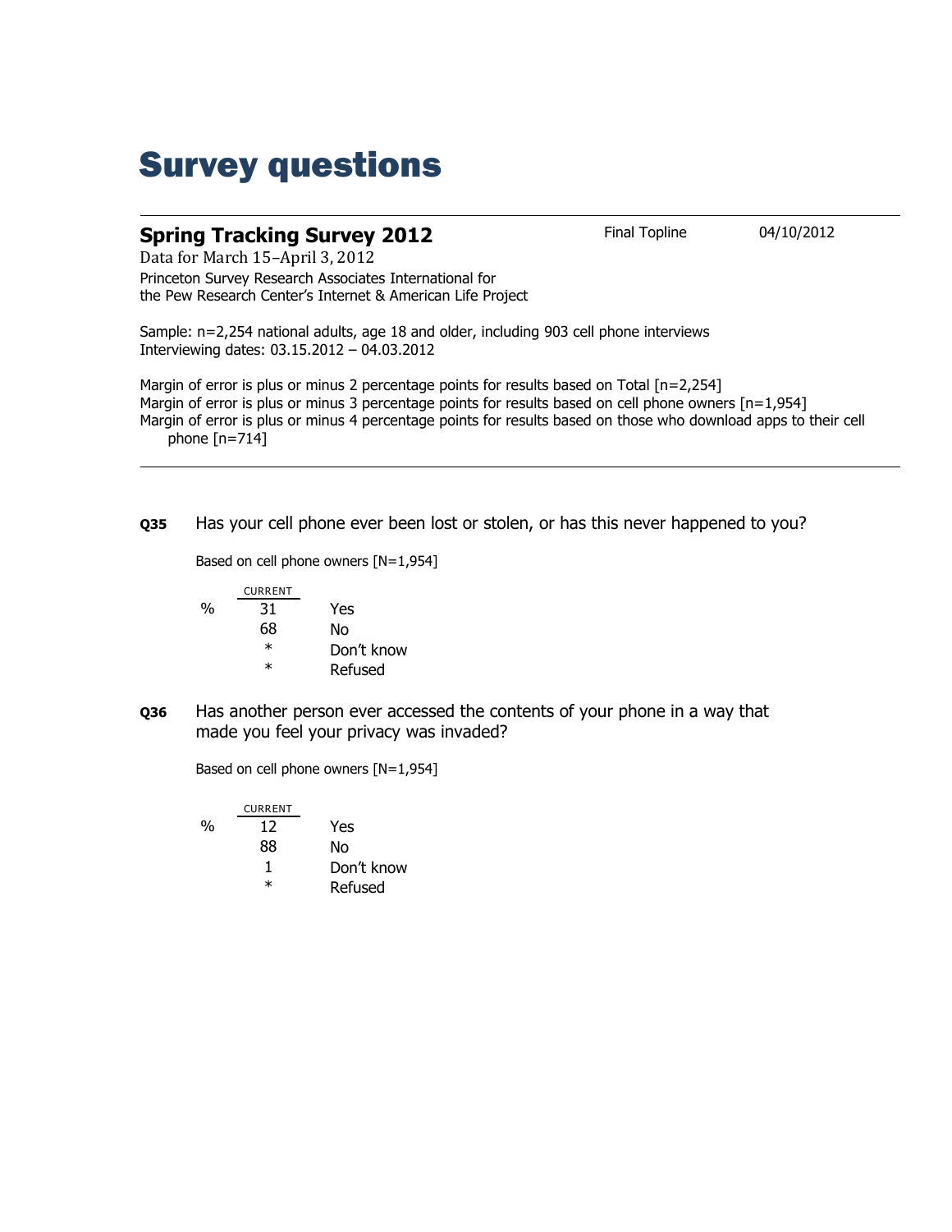# Survey questions

## Spring Tracking Survey 2012

Final Topline 04/10/2012

Data for March 15–April 3, 2012

Princeton Survey Research Associates International for the Pew Research Center's Internet & American Life Project

Sample: n=2,254 national adults, age 18 and older, including 903 cell phone interviews
Interviewing dates: 03.15.2012 – 04.03.2012

Margin of error is plus or minus 2 percentage points for results based on Total [n=2,254]
Margin of error is plus or minus 3 percentage points for results based on cell phone owners [n=1,954]
Margin of error is plus or minus 4 percentage points for results based on those who download apps to their cell phone [n=714]

---

**Q35** Has your cell phone ever been lost or stolen, or has this never happened to you?

Based on cell phone owners [N=1,954]

| | CURRENT | |
|---|---|---|
| % | 31 | Yes |
| | 68 | No |
| | * | Don't know |
| | * | Refused |

**Q36** Has another person ever accessed the contents of your phone in a way that made you feel your privacy was invaded?

Based on cell phone owners [N=1,954]

| | CURRENT | |
|---|---|---|
| % | 12 | Yes |
| | 88 | No |
| | 1 | Don't know |
| | * | Refused |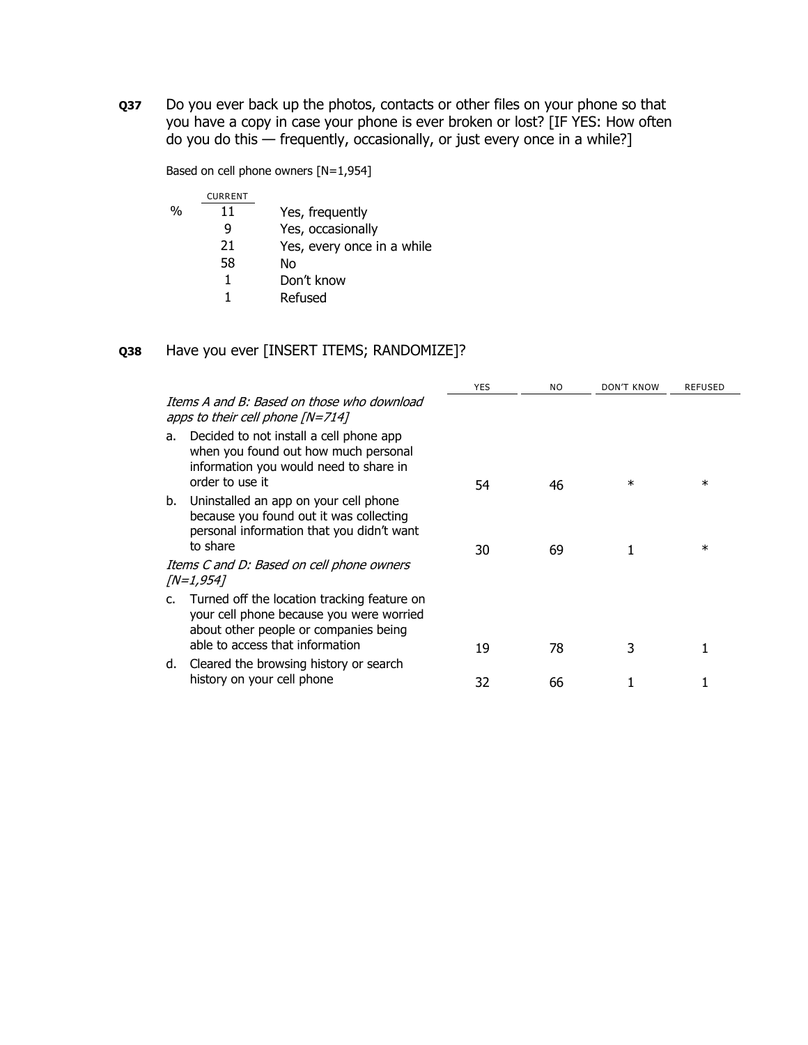**Q37** Do you ever back up the photos, contacts or other files on your phone so that you have a copy in case your phone is ever broken or lost? [IF YES: How often do you do this — frequently, occasionally, or just every once in a while?]

Based on cell phone owners [N=1,954]

| | CURRENT | |
|---|---|---|
| % | 11 | Yes, frequently |
| | 9 | Yes, occasionally |
| | 21 | Yes, every once in a while |
| | 58 | No |
| | 1 | Don't know |
| | 1 | Refused |

**Q38** Have you ever [INSERT ITEMS; RANDOMIZE]?

| | YES | NO | DON'T KNOW | REFUSED |
|---|---|---|---|---|
| *Items A and B: Based on those who download apps to their cell phone [N=714]* | | | | |
| a. Decided to not install a cell phone app when you found out how much personal information you would need to share in order to use it | 54 | 46 | * | * |
| b. Uninstalled an app on your cell phone because you found out it was collecting personal information that you didn't want to share | 30 | 69 | 1 | * |
| *Items C and D: Based on cell phone owners [N=1,954]* | | | | |
| c. Turned off the location tracking feature on your cell phone because you were worried about other people or companies being able to access that information | 19 | 78 | 3 | 1 |
| d. Cleared the browsing history or search history on your cell phone | 32 | 66 | 1 | 1 |